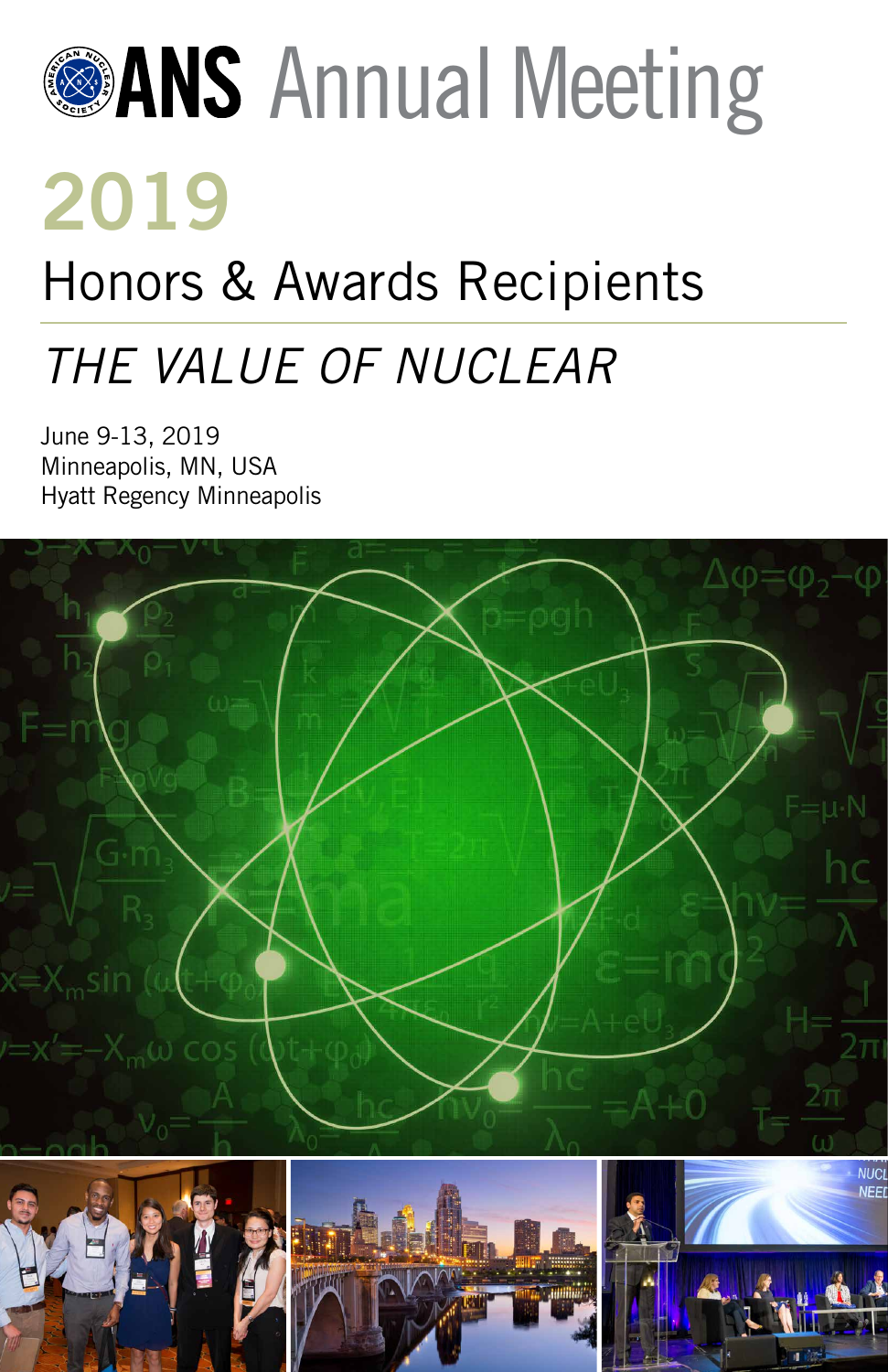# ANS Annual Meeting

# 2019

## Honors & Awards Recipients

*THE VALUE OF NUCLEAR*

June 9-13, 2019
Minneapolis, MN, USA
Hyatt Regency Minneapolis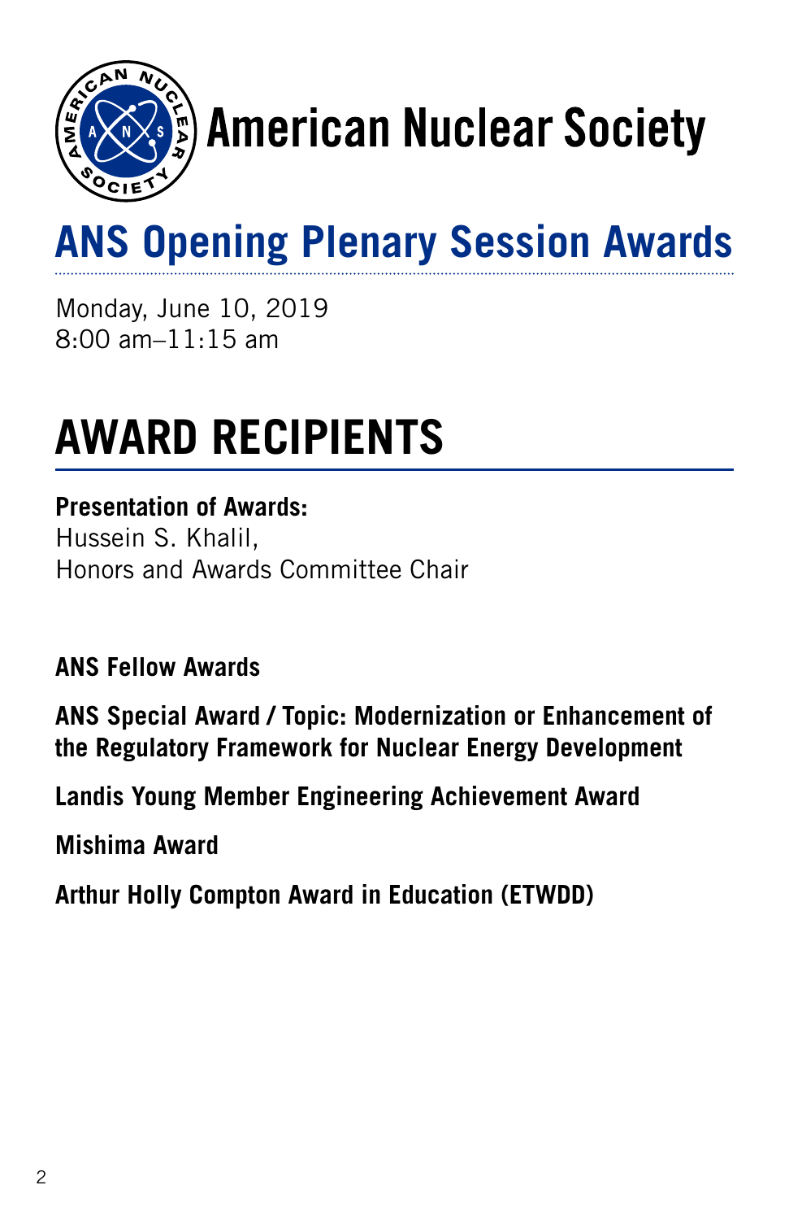# American Nuclear Society

## ANS Opening Plenary Session Awards

Monday, June 10, 2019
8:00 am–11:15 am

# AWARD RECIPIENTS

**Presentation of Awards:**
Hussein S. Khalil,
Honors and Awards Committee Chair

**ANS Fellow Awards**

**ANS Special Award / Topic: Modernization or Enhancement of the Regulatory Framework for Nuclear Energy Development**

**Landis Young Member Engineering Achievement Award**

**Mishima Award**

**Arthur Holly Compton Award in Education (ETWDD)**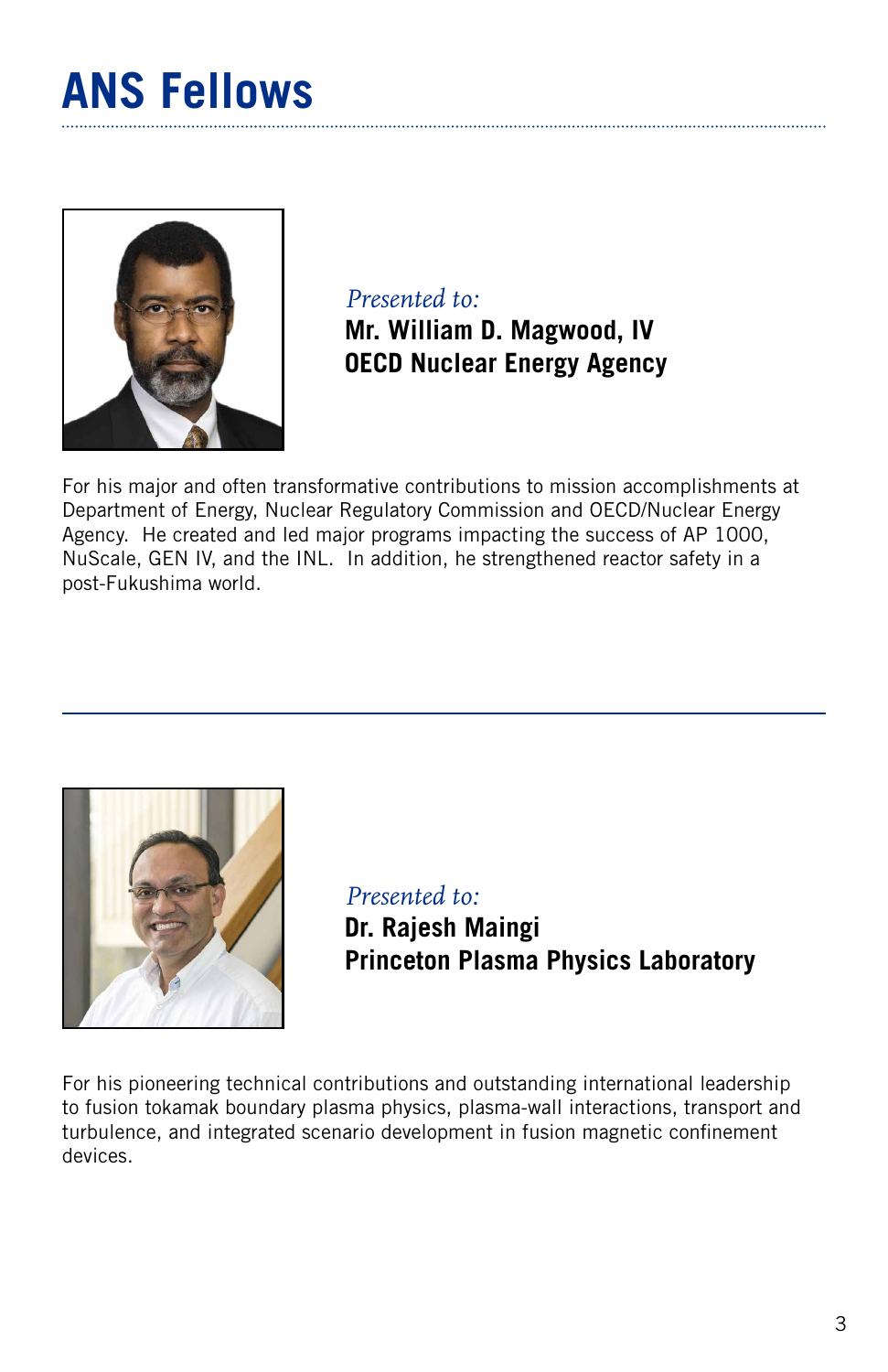# ANS Fellows

*Presented to:*
**Mr. William D. Magwood, IV**
**OECD Nuclear Energy Agency**

For his major and often transformative contributions to mission accomplishments at Department of Energy, Nuclear Regulatory Commission and OECD/Nuclear Energy Agency. He created and led major programs impacting the success of AP 1000, NuScale, GEN IV, and the INL. In addition, he strengthened reactor safety in a post-Fukushima world.

---

*Presented to:*
**Dr. Rajesh Maingi**
**Princeton Plasma Physics Laboratory**

For his pioneering technical contributions and outstanding international leadership to fusion tokamak boundary plasma physics, plasma-wall interactions, transport and turbulence, and integrated scenario development in fusion magnetic confinement devices.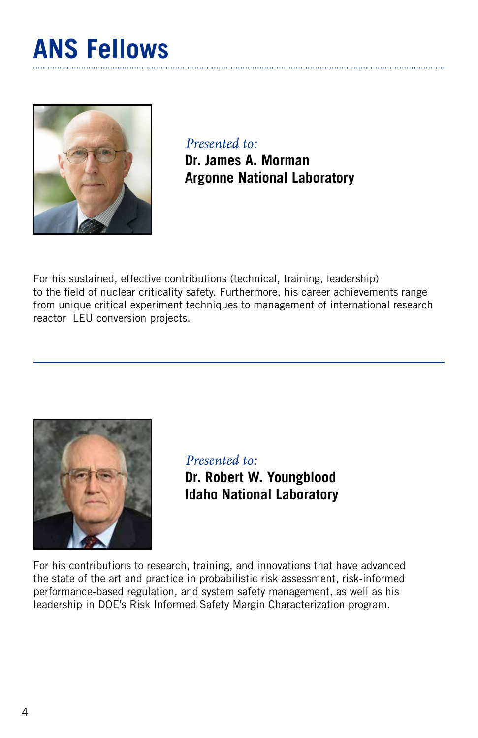# ANS Fellows

*Presented to:*
**Dr. James A. Morman**
**Argonne National Laboratory**

For his sustained, effective contributions (technical, training, leadership) to the field of nuclear criticality safety. Furthermore, his career achievements range from unique critical experiment techniques to management of international research reactor LEU conversion projects.

---

*Presented to:*
**Dr. Robert W. Youngblood**
**Idaho National Laboratory**

For his contributions to research, training, and innovations that have advanced the state of the art and practice in probabilistic risk assessment, risk-informed performance-based regulation, and system safety management, as well as his leadership in DOE's Risk Informed Safety Margin Characterization program.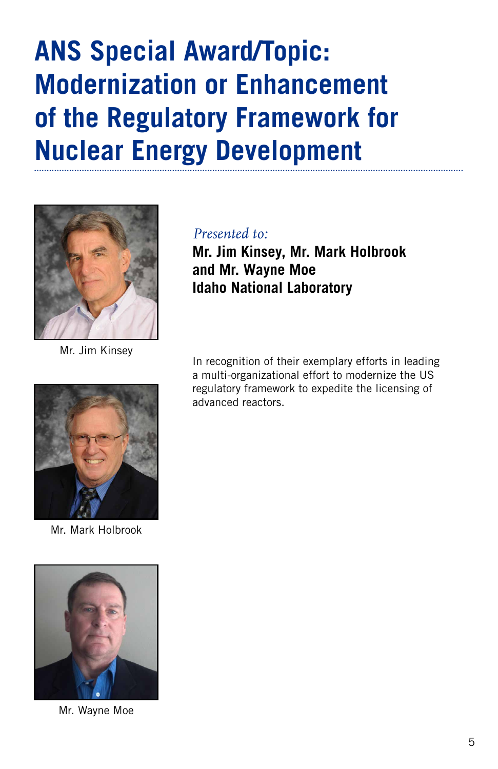# ANS Special Award/Topic: Modernization or Enhancement of the Regulatory Framework for Nuclear Energy Development

Mr. Jim Kinsey

Mr. Mark Holbrook

Mr. Wayne Moe

*Presented to:*

**Mr. Jim Kinsey, Mr. Mark Holbrook and Mr. Wayne Moe**
**Idaho National Laboratory**

In recognition of their exemplary efforts in leading a multi-organizational effort to modernize the US regulatory framework to expedite the licensing of advanced reactors.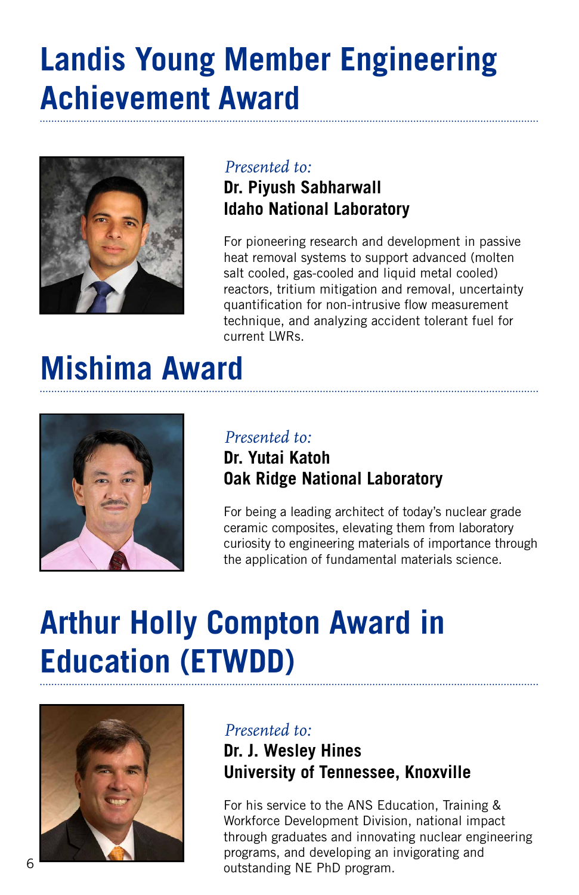# Landis Young Member Engineering Achievement Award

*Presented to:*

**Dr. Piyush Sabharwall**
**Idaho National Laboratory**

For pioneering research and development in passive heat removal systems to support advanced (molten salt cooled, gas-cooled and liquid metal cooled) reactors, tritium mitigation and removal, uncertainty quantification for non-intrusive flow measurement technique, and analyzing accident tolerant fuel for current LWRs.

# Mishima Award

*Presented to:*

**Dr. Yutai Katoh**
**Oak Ridge National Laboratory**

For being a leading architect of today's nuclear grade ceramic composites, elevating them from laboratory curiosity to engineering materials of importance through the application of fundamental materials science.

# Arthur Holly Compton Award in Education (ETWDD)

*Presented to:*

**Dr. J. Wesley Hines**
**University of Tennessee, Knoxville**

For his service to the ANS Education, Training & Workforce Development Division, national impact through graduates and innovating nuclear engineering programs, and developing an invigorating and outstanding NE PhD program.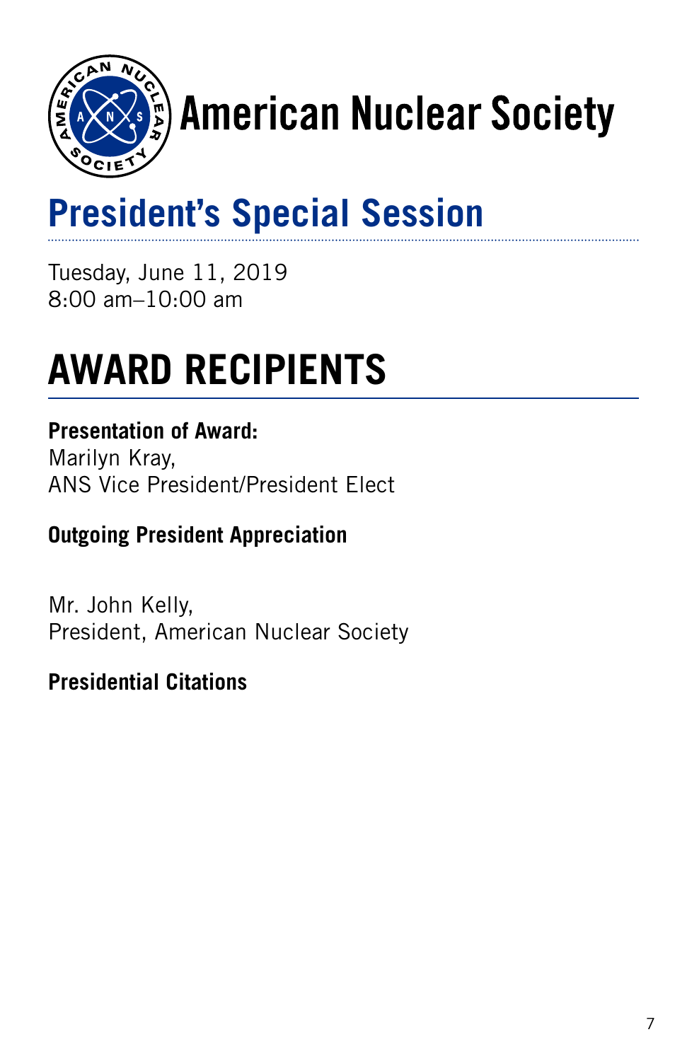# American Nuclear Society

## President's Special Session

Tuesday, June 11, 2019
8:00 am–10:00 am

# AWARD RECIPIENTS

**Presentation of Award:**
Marilyn Kray,
ANS Vice President/President Elect

**Outgoing President Appreciation**

Mr. John Kelly,
President, American Nuclear Society

**Presidential Citations**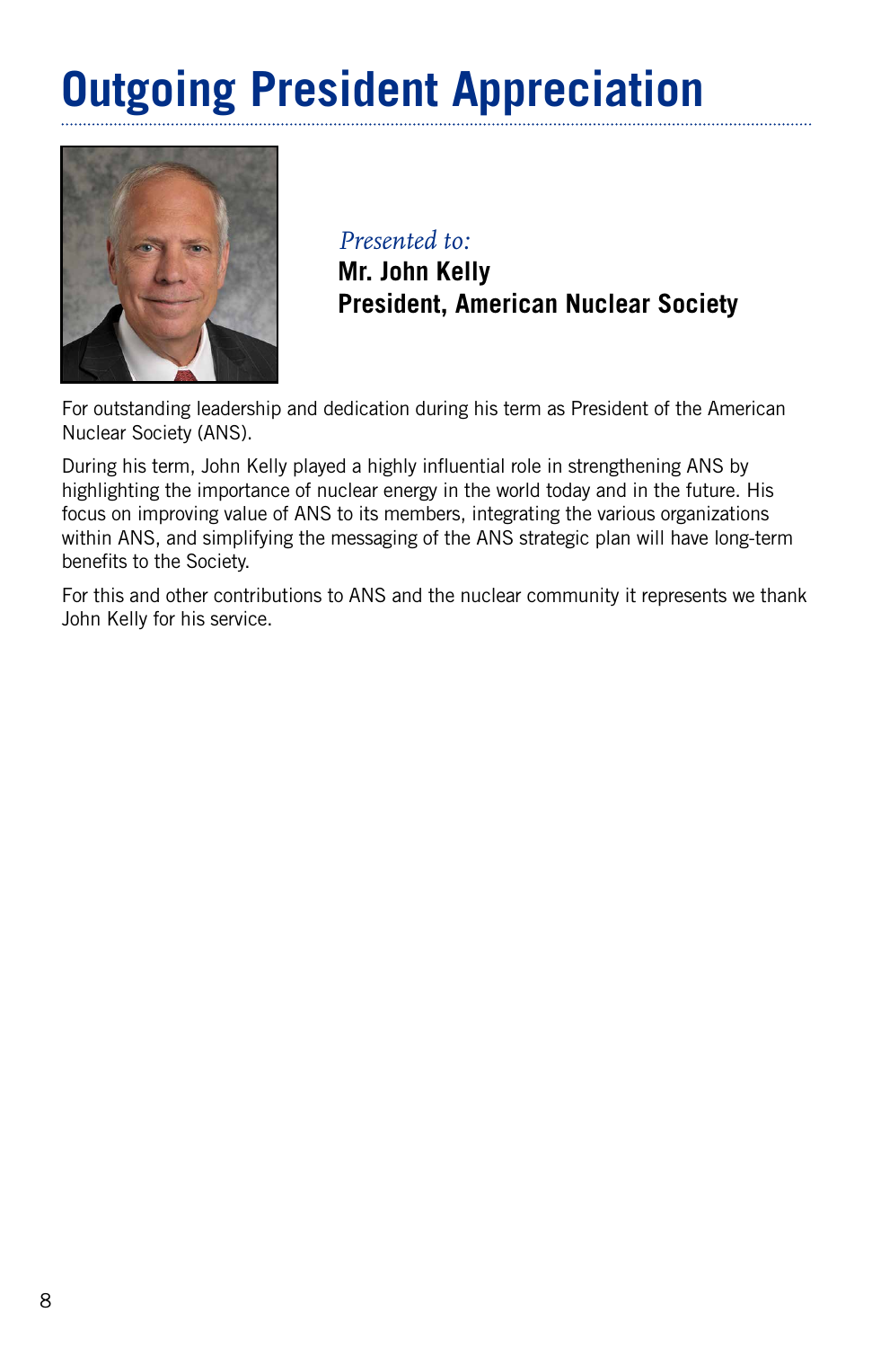# Outgoing President Appreciation

*Presented to:*
**Mr. John Kelly**
**President, American Nuclear Society**

For outstanding leadership and dedication during his term as President of the American Nuclear Society (ANS).

During his term, John Kelly played a highly influential role in strengthening ANS by highlighting the importance of nuclear energy in the world today and in the future. His focus on improving value of ANS to its members, integrating the various organizations within ANS, and simplifying the messaging of the ANS strategic plan will have long-term benefits to the Society.

For this and other contributions to ANS and the nuclear community it represents we thank John Kelly for his service.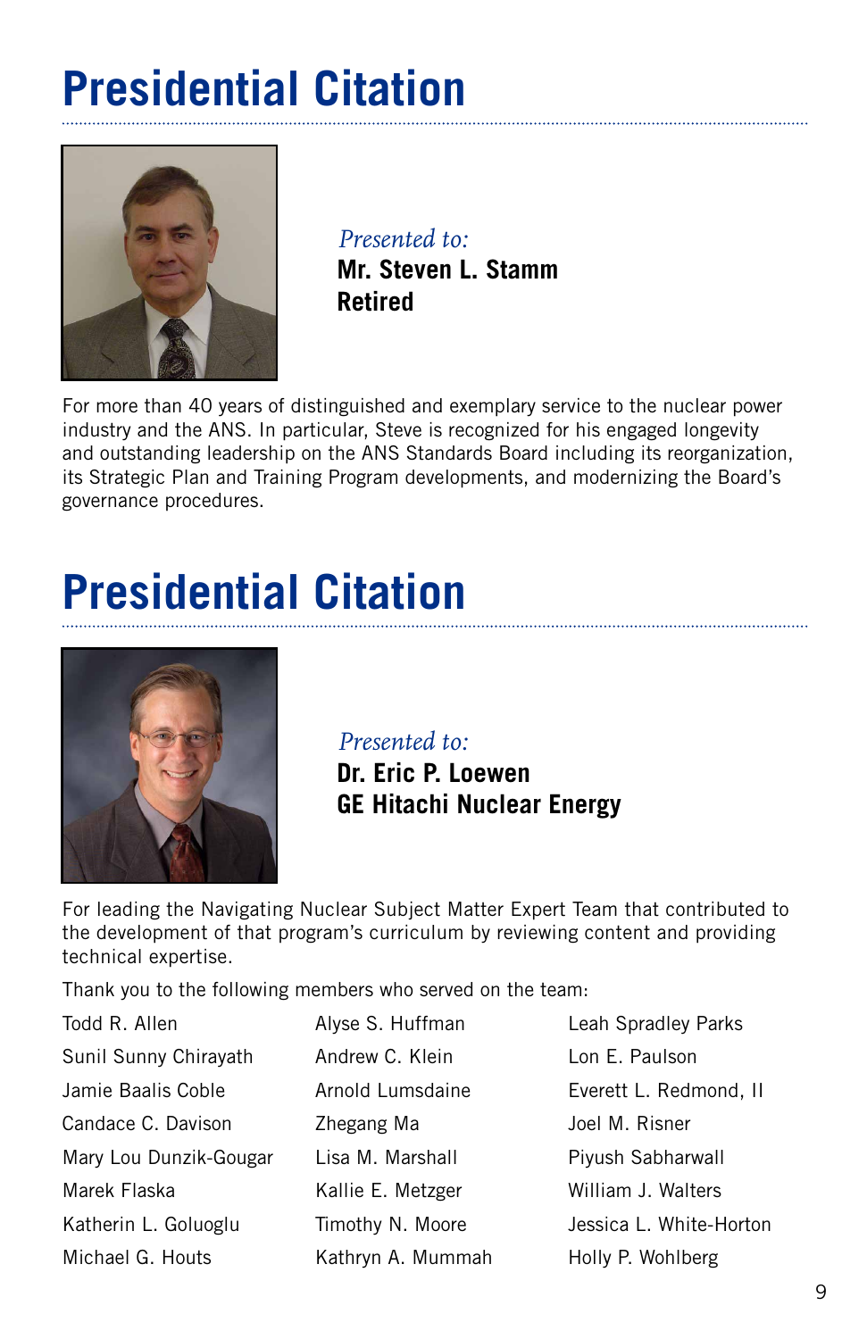# Presidential Citation

*Presented to:*
**Mr. Steven L. Stamm**
**Retired**

For more than 40 years of distinguished and exemplary service to the nuclear power industry and the ANS. In particular, Steve is recognized for his engaged longevity and outstanding leadership on the ANS Standards Board including its reorganization, its Strategic Plan and Training Program developments, and modernizing the Board's governance procedures.

# Presidential Citation

*Presented to:*
**Dr. Eric P. Loewen**
**GE Hitachi Nuclear Energy**

For leading the Navigating Nuclear Subject Matter Expert Team that contributed to the development of that program's curriculum by reviewing content and providing technical expertise.

Thank you to the following members who served on the team:

Todd R. Allen
Sunil Sunny Chirayath
Jamie Baalis Coble
Candace C. Davison
Mary Lou Dunzik-Gougar
Marek Flaska
Katherin L. Goluoglu
Michael G. Houts
Alyse S. Huffman
Andrew C. Klein
Arnold Lumsdaine
Zhegang Ma
Lisa M. Marshall
Kallie E. Metzger
Timothy N. Moore
Kathryn A. Mummah
Leah Spradley Parks
Lon E. Paulson
Everett L. Redmond, II
Joel M. Risner
Piyush Sabharwall
William J. Walters
Jessica L. White-Horton
Holly P. Wohlberg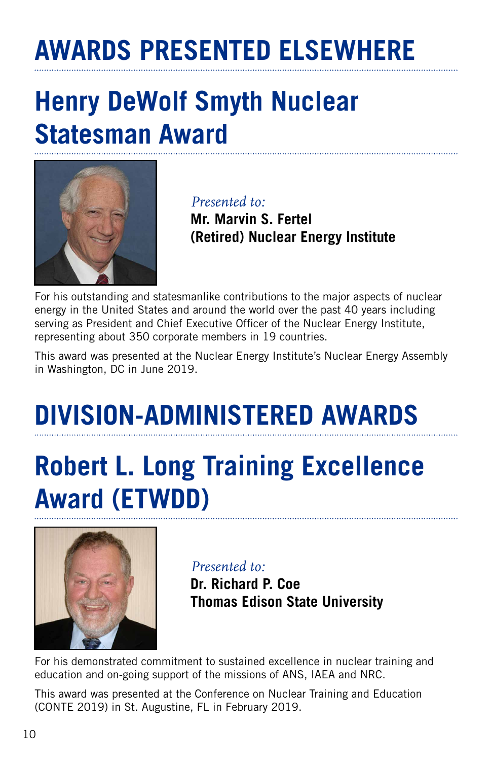# AWARDS PRESENTED ELSEWHERE

## Henry DeWolf Smyth Nuclear Statesman Award

*Presented to:*
**Mr. Marvin S. Fertel**
**(Retired) Nuclear Energy Institute**

For his outstanding and statesmanlike contributions to the major aspects of nuclear energy in the United States and around the world over the past 40 years including serving as President and Chief Executive Officer of the Nuclear Energy Institute, representing about 350 corporate members in 19 countries.

This award was presented at the Nuclear Energy Institute's Nuclear Energy Assembly in Washington, DC in June 2019.

# DIVISION-ADMINISTERED AWARDS

## Robert L. Long Training Excellence Award (ETWDD)

*Presented to:*
**Dr. Richard P. Coe**
**Thomas Edison State University**

For his demonstrated commitment to sustained excellence in nuclear training and education and on-going support of the missions of ANS, IAEA and NRC.

This award was presented at the Conference on Nuclear Training and Education (CONTE 2019) in St. Augustine, FL in February 2019.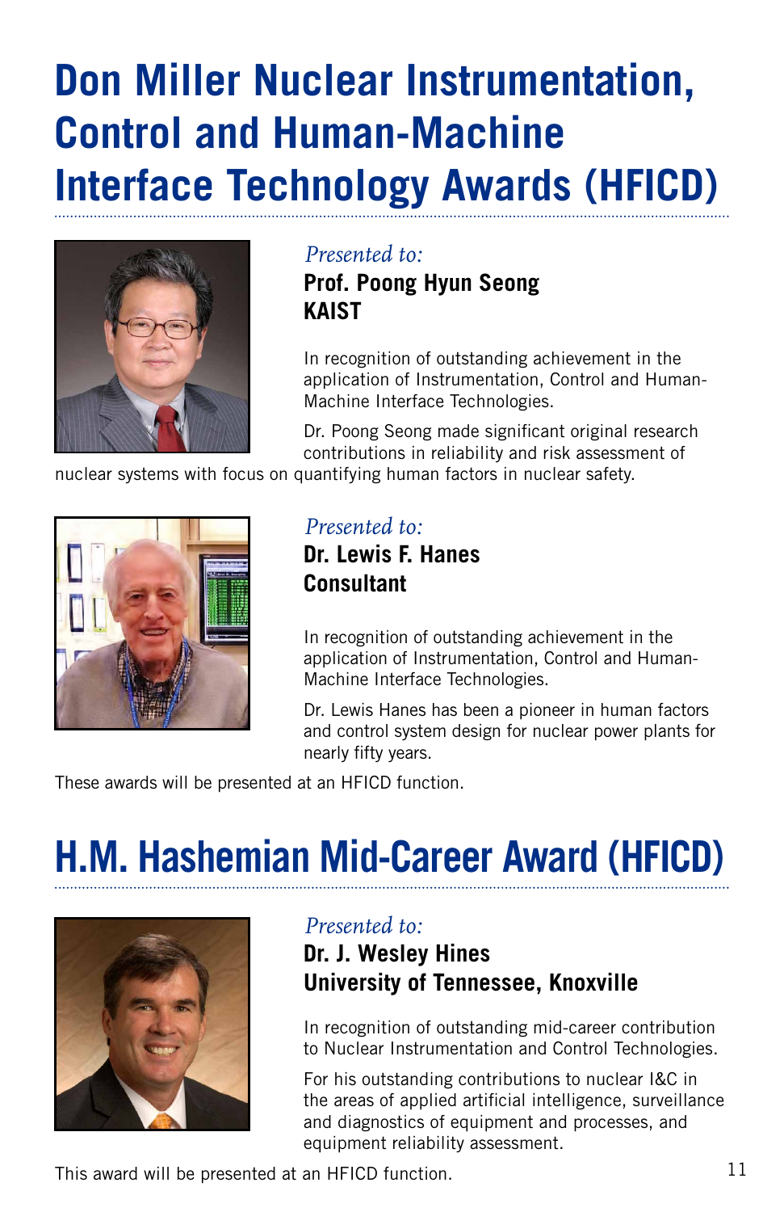# Don Miller Nuclear Instrumentation, Control and Human-Machine Interface Technology Awards (HFICD)

*Presented to:*

**Prof. Poong Hyun Seong**
**KAIST**

In recognition of outstanding achievement in the application of Instrumentation, Control and Human-Machine Interface Technologies.

Dr. Poong Seong made significant original research contributions in reliability and risk assessment of nuclear systems with focus on quantifying human factors in nuclear safety.

*Presented to:*

**Dr. Lewis F. Hanes**
**Consultant**

In recognition of outstanding achievement in the application of Instrumentation, Control and Human-Machine Interface Technologies.

Dr. Lewis Hanes has been a pioneer in human factors and control system design for nuclear power plants for nearly fifty years.

These awards will be presented at an HFICD function.

# H.M. Hashemian Mid-Career Award (HFICD)

*Presented to:*

**Dr. J. Wesley Hines**
**University of Tennessee, Knoxville**

In recognition of outstanding mid-career contribution to Nuclear Instrumentation and Control Technologies.

For his outstanding contributions to nuclear I&C in the areas of applied artificial intelligence, surveillance and diagnostics of equipment and processes, and equipment reliability assessment.

This award will be presented at an HFICD function.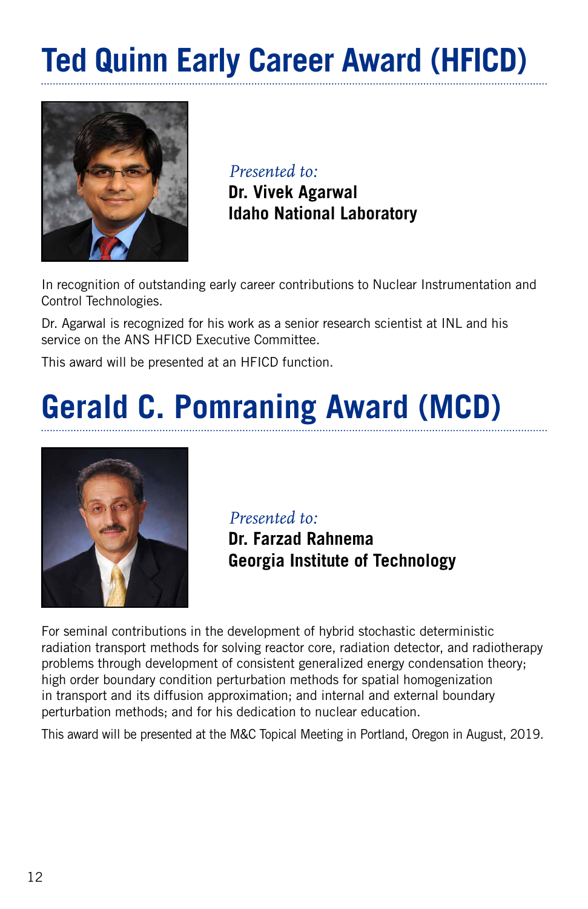# Ted Quinn Early Career Award (HFICD)

*Presented to:*
**Dr. Vivek Agarwal**
**Idaho National Laboratory**

In recognition of outstanding early career contributions to Nuclear Instrumentation and Control Technologies.

Dr. Agarwal is recognized for his work as a senior research scientist at INL and his service on the ANS HFICD Executive Committee.

This award will be presented at an HFICD function.

# Gerald C. Pomraning Award (MCD)

*Presented to:*
**Dr. Farzad Rahnema**
**Georgia Institute of Technology**

For seminal contributions in the development of hybrid stochastic deterministic radiation transport methods for solving reactor core, radiation detector, and radiotherapy problems through development of consistent generalized energy condensation theory; high order boundary condition perturbation methods for spatial homogenization in transport and its diffusion approximation; and internal and external boundary perturbation methods; and for his dedication to nuclear education.

This award will be presented at the M&C Topical Meeting in Portland, Oregon in August, 2019.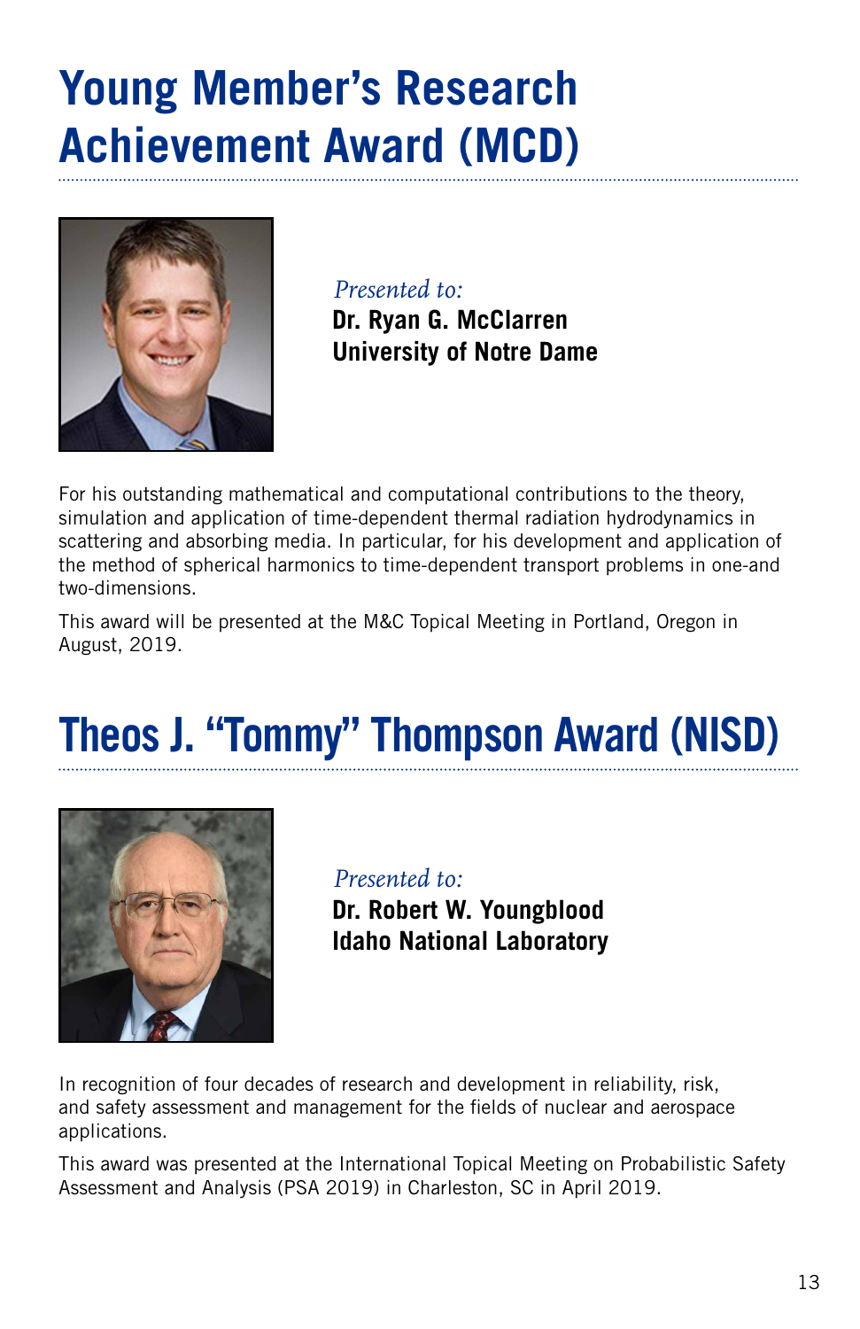# Young Member's Research Achievement Award (MCD)

*Presented to:*
**Dr. Ryan G. McClarren**
**University of Notre Dame**

For his outstanding mathematical and computational contributions to the theory, simulation and application of time-dependent thermal radiation hydrodynamics in scattering and absorbing media. In particular, for his development and application of the method of spherical harmonics to time-dependent transport problems in one-and two-dimensions.

This award will be presented at the M&C Topical Meeting in Portland, Oregon in August, 2019.

# Theos J. "Tommy" Thompson Award (NISD)

*Presented to:*
**Dr. Robert W. Youngblood**
**Idaho National Laboratory**

In recognition of four decades of research and development in reliability, risk, and safety assessment and management for the fields of nuclear and aerospace applications.

This award was presented at the International Topical Meeting on Probabilistic Safety Assessment and Analysis (PSA 2019) in Charleston, SC in April 2019.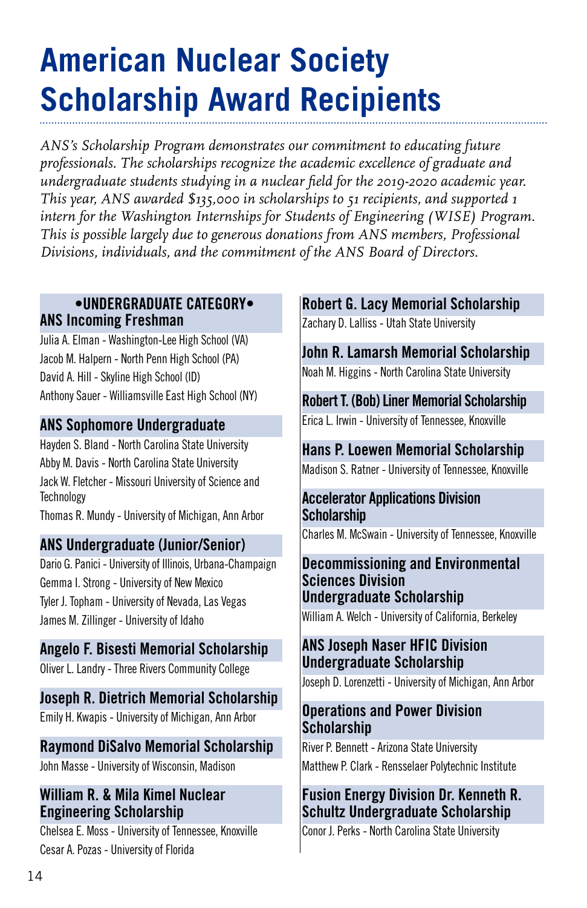# American Nuclear Society Scholarship Award Recipients

*ANS's Scholarship Program demonstrates our commitment to educating future professionals. The scholarships recognize the academic excellence of graduate and undergraduate students studying in a nuclear field for the 2019-2020 academic year. This year, ANS awarded $135,000 in scholarships to 51 recipients, and supported 1 intern for the Washington Internships for Students of Engineering (WISE) Program. This is possible largely due to generous donations from ANS members, Professional Divisions, individuals, and the commitment of the ANS Board of Directors.*

## •UNDERGRADUATE CATEGORY•

### ANS Incoming Freshman

Julia A. Elman - Washington-Lee High School (VA)
Jacob M. Halpern - North Penn High School (PA)
David A. Hill - Skyline High School (ID)
Anthony Sauer - Williamsville East High School (NY)

### ANS Sophomore Undergraduate

Hayden S. Bland - North Carolina State University
Abby M. Davis - North Carolina State University
Jack W. Fletcher - Missouri University of Science and Technology
Thomas R. Mundy - University of Michigan, Ann Arbor

### ANS Undergraduate (Junior/Senior)

Dario G. Panici - University of Illinois, Urbana-Champaign
Gemma I. Strong - University of New Mexico
Tyler J. Topham - University of Nevada, Las Vegas
James M. Zillinger - University of Idaho

### Angelo F. Bisesti Memorial Scholarship

Oliver L. Landry - Three Rivers Community College

### Joseph R. Dietrich Memorial Scholarship

Emily H. Kwapis - University of Michigan, Ann Arbor

### Raymond DiSalvo Memorial Scholarship

John Masse - University of Wisconsin, Madison

### William R. & Mila Kimel Nuclear Engineering Scholarship

Chelsea E. Moss - University of Tennessee, Knoxville
Cesar A. Pozas - University of Florida

### Robert G. Lacy Memorial Scholarship

Zachary D. Lalliss - Utah State University

### John R. Lamarsh Memorial Scholarship

Noah M. Higgins - North Carolina State University

### Robert T. (Bob) Liner Memorial Scholarship

Erica L. Irwin - University of Tennessee, Knoxville

### Hans P. Loewen Memorial Scholarship

Madison S. Ratner - University of Tennessee, Knoxville

### Accelerator Applications Division Scholarship

Charles M. McSwain - University of Tennessee, Knoxville

### Decommissioning and Environmental Sciences Division Undergraduate Scholarship

William A. Welch - University of California, Berkeley

### ANS Joseph Naser HFIC Division Undergraduate Scholarship

Joseph D. Lorenzetti - University of Michigan, Ann Arbor

### Operations and Power Division Scholarship

River P. Bennett - Arizona State University
Matthew P. Clark - Rensselaer Polytechnic Institute

### Fusion Energy Division Dr. Kenneth R. Schultz Undergraduate Scholarship

Conor J. Perks - North Carolina State University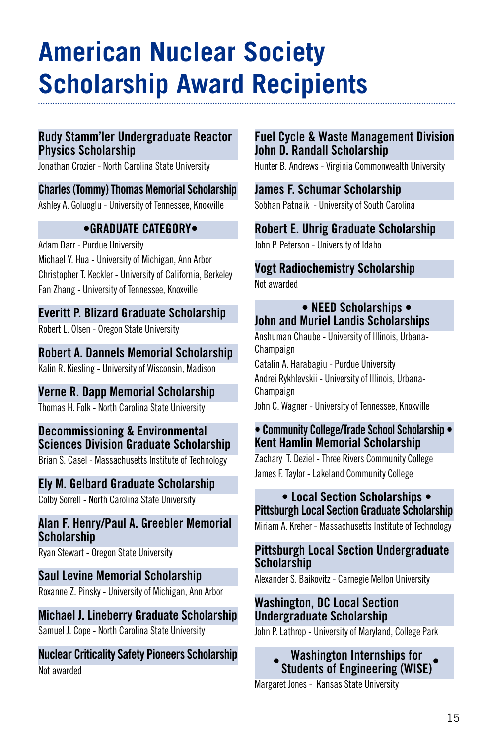# American Nuclear Society Scholarship Award Recipients

### Rudy Stamm'ler Undergraduate Reactor Physics Scholarship

Jonathan Crozier - North Carolina State University

### Charles (Tommy) Thomas Memorial Scholarship

Ashley A. Goluoglu - University of Tennessee, Knoxville

### •GRADUATE CATEGORY•

Adam Darr - Purdue University
Michael Y. Hua - University of Michigan, Ann Arbor
Christopher T. Keckler - University of California, Berkeley
Fan Zhang - University of Tennessee, Knoxville

### Everitt P. Blizard Graduate Scholarship

Robert L. Olsen - Oregon State University

### Robert A. Dannels Memorial Scholarship

Kalin R. Kiesling - University of Wisconsin, Madison

### Verne R. Dapp Memorial Scholarship

Thomas H. Folk - North Carolina State University

### Decommissioning & Environmental Sciences Division Graduate Scholarship

Brian S. Casel - Massachusetts Institute of Technology

### Ely M. Gelbard Graduate Scholarship

Colby Sorrell - North Carolina State University

### Alan F. Henry/Paul A. Greebler Memorial Scholarship

Ryan Stewart - Oregon State University

### Saul Levine Memorial Scholarship

Roxanne Z. Pinsky - University of Michigan, Ann Arbor

### Michael J. Lineberry Graduate Scholarship

Samuel J. Cope - North Carolina State University

### Nuclear Criticality Safety Pioneers Scholarship

Not awarded

### Fuel Cycle & Waste Management Division John D. Randall Scholarship

Hunter B. Andrews - Virginia Commonwealth University

### James F. Schumar Scholarship

Sobhan Patnaik - University of South Carolina

### Robert E. Uhrig Graduate Scholarship

John P. Peterson - University of Idaho

### Vogt Radiochemistry Scholarship

Not awarded

### • NEED Scholarships • John and Muriel Landis Scholarships

Anshuman Chaube - University of Illinois, Urbana-Champaign
Catalin A. Harabagiu - Purdue University
Andrei Rykhlevskii - University of Illinois, Urbana-Champaign
John C. Wagner - University of Tennessee, Knoxville

### • Community College/Trade School Scholarship • Kent Hamlin Memorial Scholarship

Zachary T. Deziel - Three Rivers Community College
James F. Taylor - Lakeland Community College

### • Local Section Scholarships • Pittsburgh Local Section Graduate Scholarship

Miriam A. Kreher - Massachusetts Institute of Technology

### Pittsburgh Local Section Undergraduate Scholarship

Alexander S. Baikovitz - Carnegie Mellon University

### Washington, DC Local Section Undergraduate Scholarship

John P. Lathrop - University of Maryland, College Park

### • Washington Internships for Students of Engineering (WISE) •

Margaret Jones - Kansas State University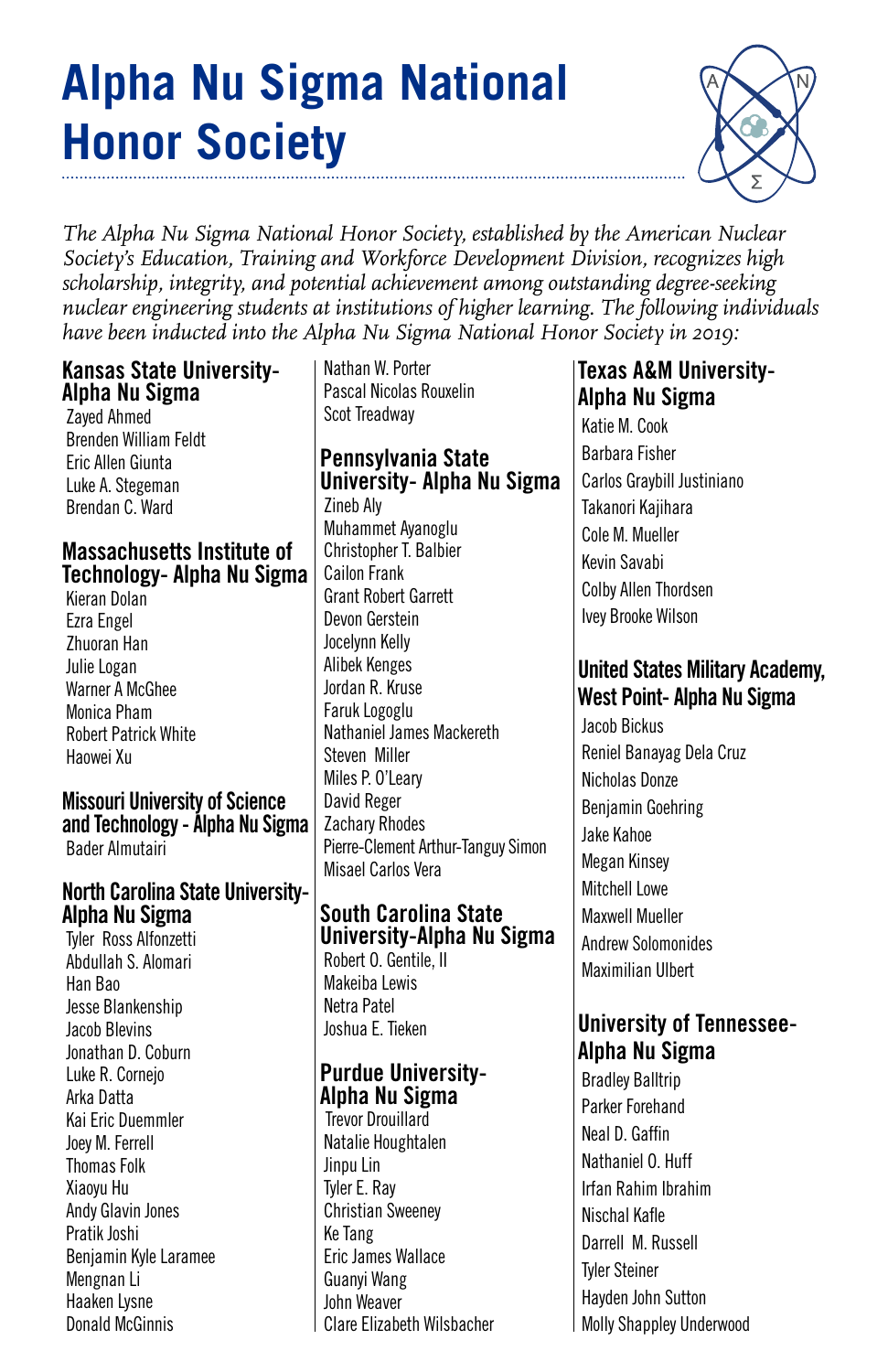# Alpha Nu Sigma National Honor Society

*The Alpha Nu Sigma National Honor Society, established by the American Nuclear Society's Education, Training and Workforce Development Division, recognizes high scholarship, integrity, and potential achievement among outstanding degree-seeking nuclear engineering students at institutions of higher learning. The following individuals have been inducted into the Alpha Nu Sigma National Honor Society in 2019:*

## Kansas State University- Alpha Nu Sigma

Zayed Ahmed
Brenden William Feldt
Eric Allen Giunta
Luke A. Stegeman
Brendan C. Ward

## Massachusetts Institute of Technology- Alpha Nu Sigma

Kieran Dolan
Ezra Engel
Zhuoran Han
Julie Logan
Warner A McGhee
Monica Pham
Robert Patrick White
Haowei Xu

## Missouri University of Science and Technology - Alpha Nu Sigma

Bader Almutairi

## North Carolina State University- Alpha Nu Sigma

Tyler Ross Alfonzetti
Abdullah S. Alomari
Han Bao
Jesse Blankenship
Jacob Blevins
Jonathan D. Coburn
Luke R. Cornejo
Arka Datta
Kai Eric Duemmler
Joey M. Ferrell
Thomas Folk
Xiaoyu Hu
Andy Glavin Jones
Pratik Joshi
Benjamin Kyle Laramee
Mengnan Li
Haaken Lysne
Donald McGinnis
Nathan W. Porter
Pascal Nicolas Rouxelin
Scot Treadway

## Pennsylvania State University- Alpha Nu Sigma

Zineb Aly
Muhammet Ayanoglu
Christopher T. Balbier
Cailon Frank
Grant Robert Garrett
Devon Gerstein
Jocelynn Kelly
Alibek Kenges
Jordan R. Kruse
Faruk Logoglu
Nathaniel James Mackereth
Steven Miller
Miles P. O'Leary
David Reger
Zachary Rhodes
Pierre-Clement Arthur-Tanguy Simon
Misael Carlos Vera

## South Carolina State University-Alpha Nu Sigma

Robert O. Gentile, II
Makeiba Lewis
Netra Patel
Joshua E. Tieken

## Purdue University- Alpha Nu Sigma

Trevor Drouillard
Natalie Houghtalen
Jinpu Lin
Tyler E. Ray
Christian Sweeney
Ke Tang
Eric James Wallace
Guanyi Wang
John Weaver
Clare Elizabeth Wilsbacher

## Texas A&M University- Alpha Nu Sigma

Katie M. Cook
Barbara Fisher
Carlos Graybill Justiniano
Takanori Kajihara
Cole M. Mueller
Kevin Savabi
Colby Allen Thordsen
Ivey Brooke Wilson

## United States Military Academy, West Point- Alpha Nu Sigma

Jacob Bickus
Reniel Banayag Dela Cruz
Nicholas Donze
Benjamin Goehring
Jake Kahoe
Megan Kinsey
Mitchell Lowe
Maxwell Mueller
Andrew Solomonides
Maximilian Ulbert

## University of Tennessee- Alpha Nu Sigma

Bradley Balltrip
Parker Forehand
Neal D. Gaffin
Nathaniel O. Huff
Irfan Rahim Ibrahim
Nischal Kafle
Darrell M. Russell
Tyler Steiner
Hayden John Sutton
Molly Shappley Underwood